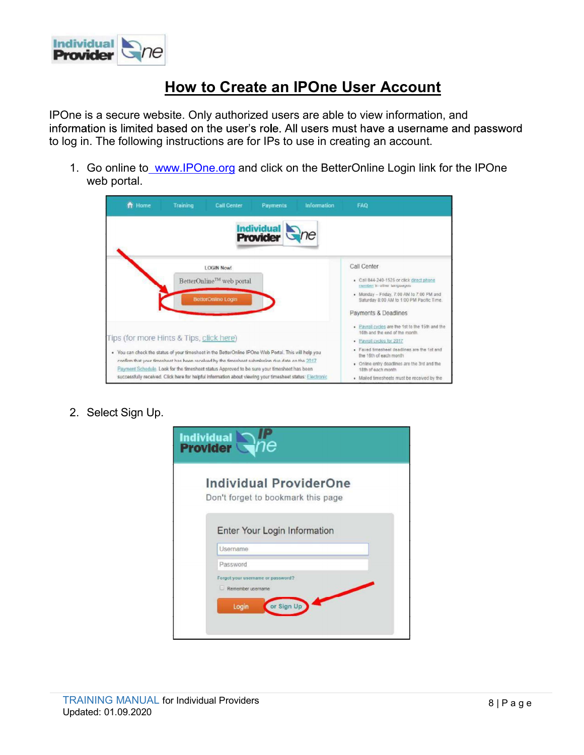# How to Create an IPOne User Account

IPOne is a secure website. Only authorized users are able to view information, and information is limited based on the user's role. All users must have a username and password to log in. The following instructions are for IPs to use in creating an account.

1. Go online to [www.IPOne.org](http://www.IPOne.org) and click on the BetterOnline Login link for the IPOne web portal.

2. Select Sign Up.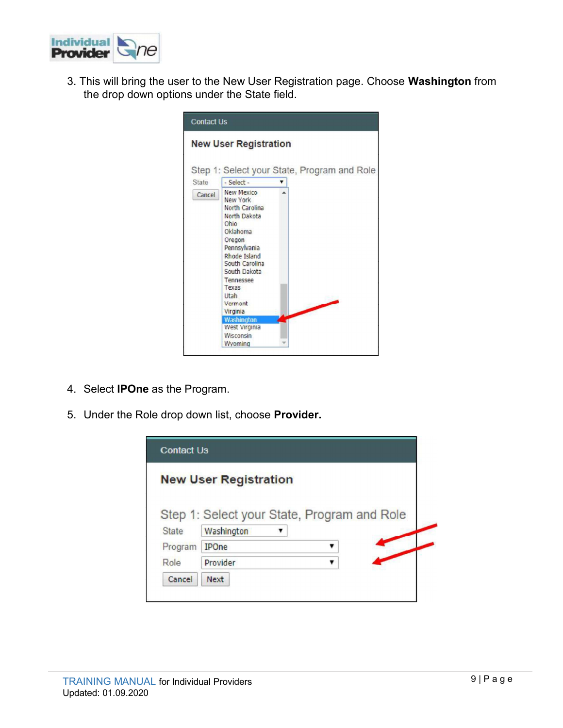3. This will bring the user to the New User Registration page. Choose **Washington** from the drop down options under the State field.

4. Select **IPOne** as the Program.

5. Under the Role drop down list, choose **Provider.**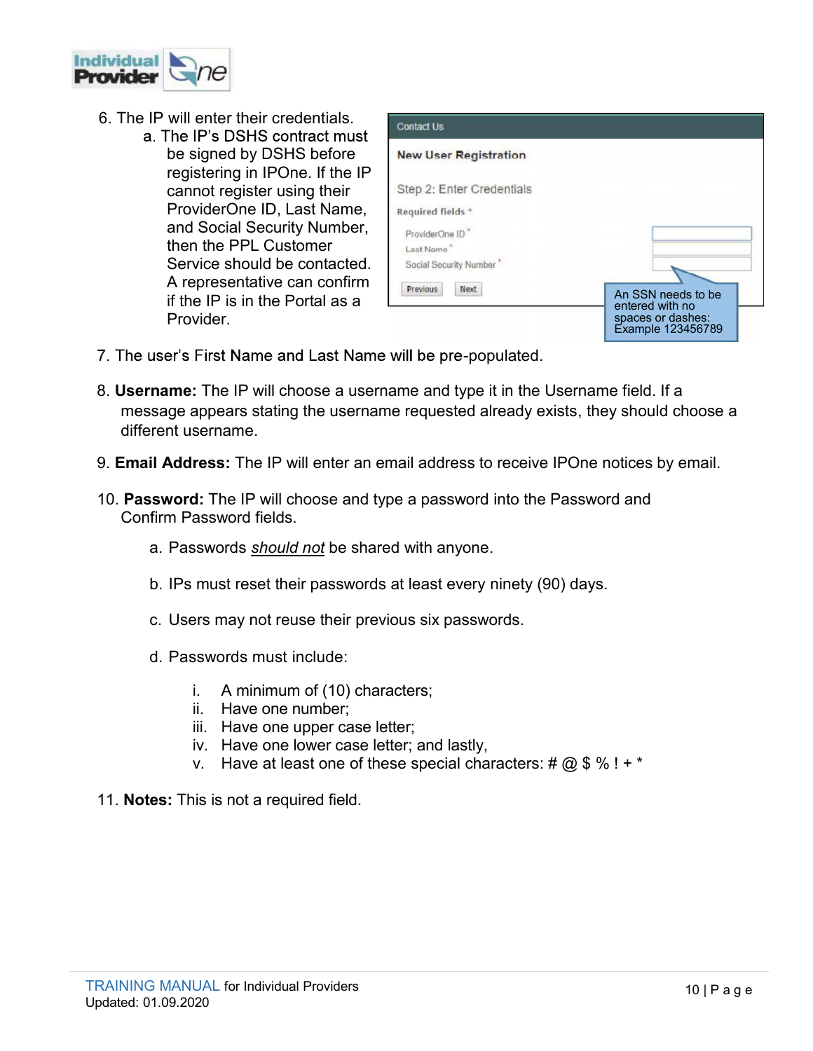6. The IP will enter their credentials.
    a. The IP's DSHS contract must be signed by DSHS before registering in IPOne. If the IP cannot register using their ProviderOne ID, Last Name, and Social Security Number, then the PPL Customer Service should be contacted. A representative can confirm if the IP is in the Portal as a Provider.

Contact Us

New User Registration

Step 2: Enter Credentials

Required fields *

ProviderOne ID *

Last Name *

Social Security Number *

Previous Next

An SSN needs to be entered with no spaces or dashes: Example 123456789

7. The user's First Name and Last Name will be pre-populated.

8. **Username:** The IP will choose a username and type it in the Username field. If a message appears stating the username requested already exists, they should choose a different username.

9. **Email Address:** The IP will enter an email address to receive IPOne notices by email.

10. **Password:** The IP will choose and type a password into the Password and Confirm Password fields.

    a. Passwords *should not* be shared with anyone.

    b. IPs must reset their passwords at least every ninety (90) days.

    c. Users may not reuse their previous six passwords.

    d. Passwords must include:

        i. A minimum of (10) characters;
        ii. Have one number;
        iii. Have one upper case letter;
        iv. Have one lower case letter; and lastly,
        v. Have at least one of these special characters: # @ $ % ! + *

11. **Notes:** This is not a required field.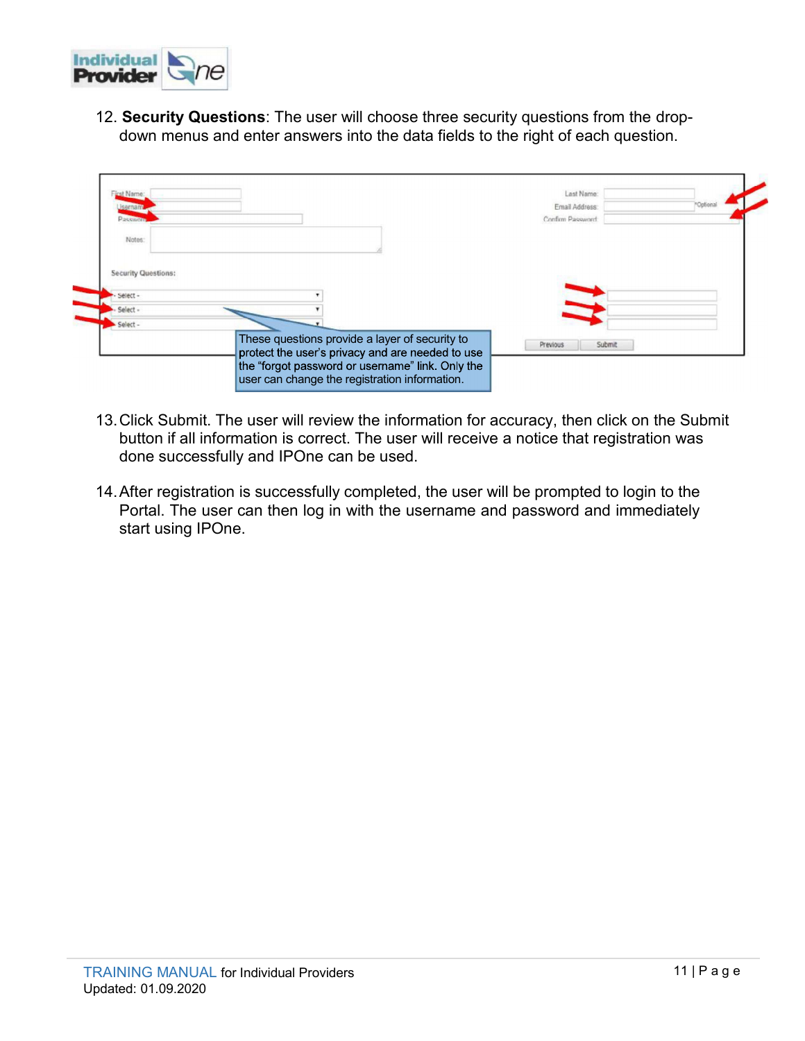12. **Security Questions**: The user will choose three security questions from the drop-down menus and enter answers into the data fields to the right of each question.

First Name:
Username:
Password:
Notes:
Last Name:
Email Address: *Optional
Confirm Password:

Security Questions:

- Select -
- Select -
- Select -

Previous Submit

These questions provide a layer of security to protect the user's privacy and are needed to use the "forgot password or username" link. Only the user can change the registration information.

13. Click Submit. The user will review the information for accuracy, then click on the Submit button if all information is correct. The user will receive a notice that registration was done successfully and IPOne can be used.

14. After registration is successfully completed, the user will be prompted to login to the Portal. The user can then log in with the username and password and immediately start using IPOne.